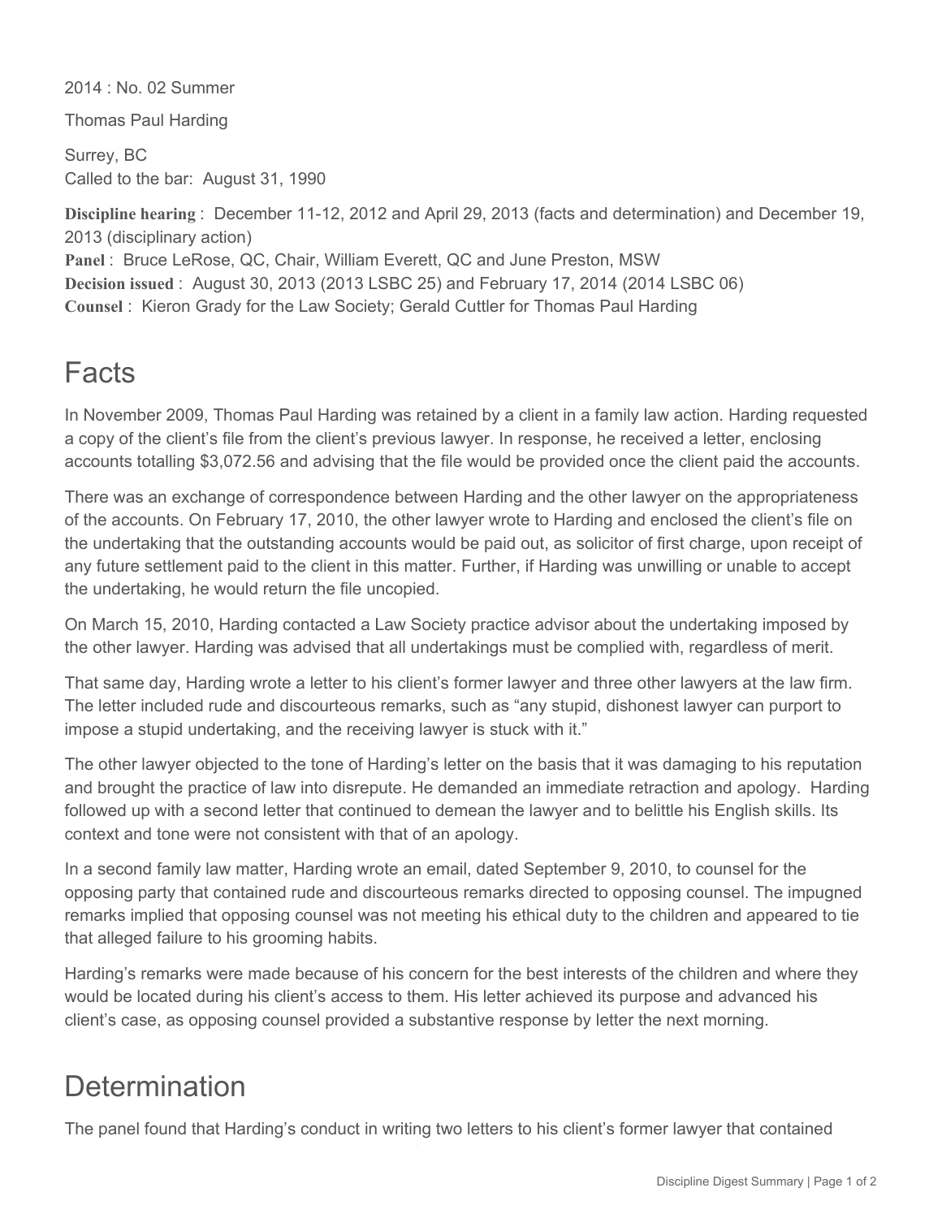2014 : No. 02 Summer

Thomas Paul Harding

Surrey, BC
Called to the bar: August 31, 1990

**Discipline hearing** : December 11-12, 2012 and April 29, 2013 (facts and determination) and December 19, 2013 (disciplinary action)
**Panel** : Bruce LeRose, QC, Chair, William Everett, QC and June Preston, MSW
**Decision issued** : August 30, 2013 (2013 LSBC 25) and February 17, 2014 (2014 LSBC 06)
**Counsel** : Kieron Grady for the Law Society; Gerald Cuttler for Thomas Paul Harding

# Facts

In November 2009, Thomas Paul Harding was retained by a client in a family law action. Harding requested a copy of the client's file from the client's previous lawyer. In response, he received a letter, enclosing accounts totalling $3,072.56 and advising that the file would be provided once the client paid the accounts.

There was an exchange of correspondence between Harding and the other lawyer on the appropriateness of the accounts. On February 17, 2010, the other lawyer wrote to Harding and enclosed the client's file on the undertaking that the outstanding accounts would be paid out, as solicitor of first charge, upon receipt of any future settlement paid to the client in this matter. Further, if Harding was unwilling or unable to accept the undertaking, he would return the file uncopied.

On March 15, 2010, Harding contacted a Law Society practice advisor about the undertaking imposed by the other lawyer. Harding was advised that all undertakings must be complied with, regardless of merit.

That same day, Harding wrote a letter to his client's former lawyer and three other lawyers at the law firm. The letter included rude and discourteous remarks, such as "any stupid, dishonest lawyer can purport to impose a stupid undertaking, and the receiving lawyer is stuck with it."

The other lawyer objected to the tone of Harding's letter on the basis that it was damaging to his reputation and brought the practice of law into disrepute. He demanded an immediate retraction and apology. Harding followed up with a second letter that continued to demean the lawyer and to belittle his English skills. Its context and tone were not consistent with that of an apology.

In a second family law matter, Harding wrote an email, dated September 9, 2010, to counsel for the opposing party that contained rude and discourteous remarks directed to opposing counsel. The impugned remarks implied that opposing counsel was not meeting his ethical duty to the children and appeared to tie that alleged failure to his grooming habits.

Harding's remarks were made because of his concern for the best interests of the children and where they would be located during his client's access to them. His letter achieved its purpose and advanced his client's case, as opposing counsel provided a substantive response by letter the next morning.

# Determination

The panel found that Harding's conduct in writing two letters to his client's former lawyer that contained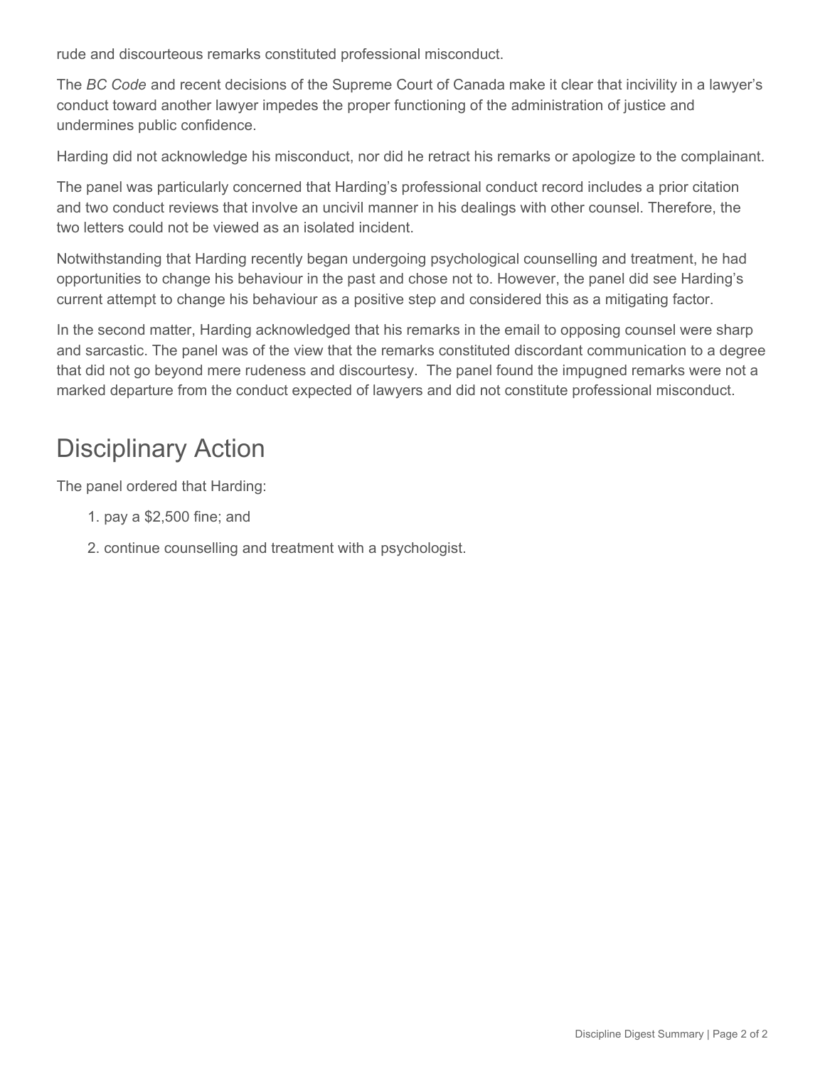rude and discourteous remarks constituted professional misconduct.

The *BC Code* and recent decisions of the Supreme Court of Canada make it clear that incivility in a lawyer's conduct toward another lawyer impedes the proper functioning of the administration of justice and undermines public confidence.

Harding did not acknowledge his misconduct, nor did he retract his remarks or apologize to the complainant.

The panel was particularly concerned that Harding's professional conduct record includes a prior citation and two conduct reviews that involve an uncivil manner in his dealings with other counsel. Therefore, the two letters could not be viewed as an isolated incident.

Notwithstanding that Harding recently began undergoing psychological counselling and treatment, he had opportunities to change his behaviour in the past and chose not to. However, the panel did see Harding's current attempt to change his behaviour as a positive step and considered this as a mitigating factor.

In the second matter, Harding acknowledged that his remarks in the email to opposing counsel were sharp and sarcastic. The panel was of the view that the remarks constituted discordant communication to a degree that did not go beyond mere rudeness and discourtesy. The panel found the impugned remarks were not a marked departure from the conduct expected of lawyers and did not constitute professional misconduct.

## Disciplinary Action

The panel ordered that Harding:

1. pay a $2,500 fine; and
2. continue counselling and treatment with a psychologist.